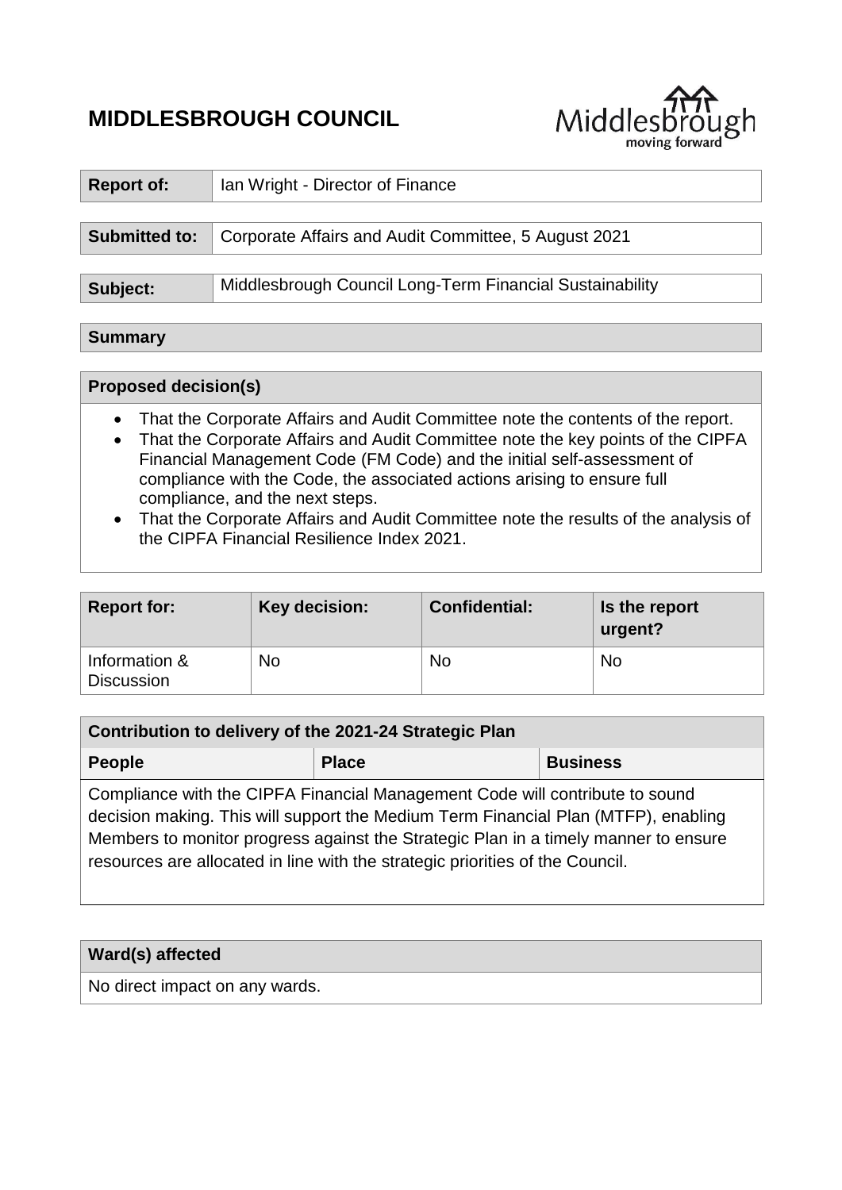# MIDDLESBROUGH COUNCIL

| Report of: | Ian Wright - Director of Finance |
|---|---|

| Submitted to: | Corporate Affairs and Audit Committee, 5 August 2021 |
|---|---|

| Subject: | Middlesbrough Council Long-Term Financial Sustainability |
|---|---|

## Summary

### Proposed decision(s)

- That the Corporate Affairs and Audit Committee note the contents of the report.
- That the Corporate Affairs and Audit Committee note the key points of the CIPFA Financial Management Code (FM Code) and the initial self-assessment of compliance with the Code, the associated actions arising to ensure full compliance, and the next steps.
- That the Corporate Affairs and Audit Committee note the results of the analysis of the CIPFA Financial Resilience Index 2021.

| Report for: | Key decision: | Confidential: | Is the report urgent? |
|---|---|---|---|
| Information & Discussion | No | No | No |

| Contribution to delivery of the 2021-24 Strategic Plan | | |
|---|---|---|
| **People** | **Place** | **Business** |
| Compliance with the CIPFA Financial Management Code will contribute to sound decision making. This will support the Medium Term Financial Plan (MTFP), enabling Members to monitor progress against the Strategic Plan in a timely manner to ensure resources are allocated in line with the strategic priorities of the Council. | | |

| Ward(s) affected |
|---|
| No direct impact on any wards. |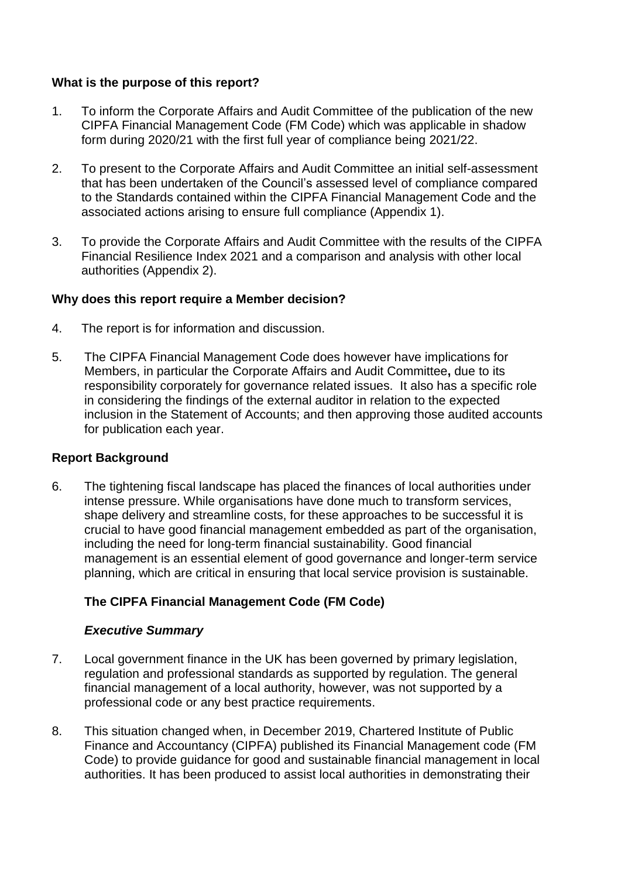**What is the purpose of this report?**

1. To inform the Corporate Affairs and Audit Committee of the publication of the new CIPFA Financial Management Code (FM Code) which was applicable in shadow form during 2020/21 with the first full year of compliance being 2021/22.

2. To present to the Corporate Affairs and Audit Committee an initial self-assessment that has been undertaken of the Council's assessed level of compliance compared to the Standards contained within the CIPFA Financial Management Code and the associated actions arising to ensure full compliance (Appendix 1).

3. To provide the Corporate Affairs and Audit Committee with the results of the CIPFA Financial Resilience Index 2021 and a comparison and analysis with other local authorities (Appendix 2).

**Why does this report require a Member decision?**

4. The report is for information and discussion.

5. The CIPFA Financial Management Code does however have implications for Members, in particular the Corporate Affairs and Audit Committee**,** due to its responsibility corporately for governance related issues. It also has a specific role in considering the findings of the external auditor in relation to the expected inclusion in the Statement of Accounts; and then approving those audited accounts for publication each year.

**Report Background**

6. The tightening fiscal landscape has placed the finances of local authorities under intense pressure. While organisations have done much to transform services, shape delivery and streamline costs, for these approaches to be successful it is crucial to have good financial management embedded as part of the organisation, including the need for long-term financial sustainability. Good financial management is an essential element of good governance and longer-term service planning, which are critical in ensuring that local service provision is sustainable.

**The CIPFA Financial Management Code (FM Code)**

***Executive Summary***

7. Local government finance in the UK has been governed by primary legislation, regulation and professional standards as supported by regulation. The general financial management of a local authority, however, was not supported by a professional code or any best practice requirements.

8. This situation changed when, in December 2019, Chartered Institute of Public Finance and Accountancy (CIPFA) published its Financial Management code (FM Code) to provide guidance for good and sustainable financial management in local authorities. It has been produced to assist local authorities in demonstrating their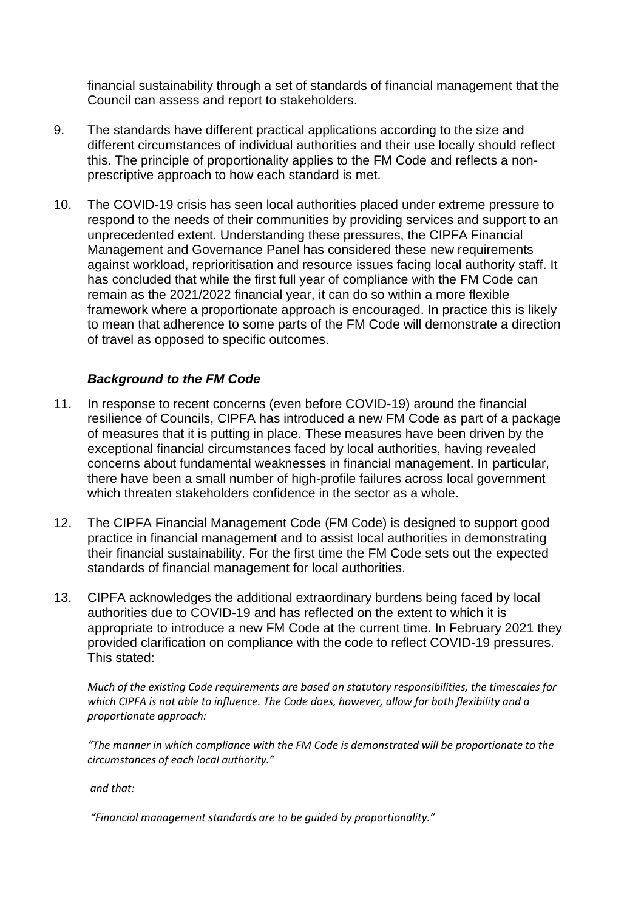financial sustainability through a set of standards of financial management that the Council can assess and report to stakeholders.

9. The standards have different practical applications according to the size and different circumstances of individual authorities and their use locally should reflect this. The principle of proportionality applies to the FM Code and reflects a non-prescriptive approach to how each standard is met.

10. The COVID-19 crisis has seen local authorities placed under extreme pressure to respond to the needs of their communities by providing services and support to an unprecedented extent. Understanding these pressures, the CIPFA Financial Management and Governance Panel has considered these new requirements against workload, reprioritisation and resource issues facing local authority staff. It has concluded that while the first full year of compliance with the FM Code can remain as the 2021/2022 financial year, it can do so within a more flexible framework where a proportionate approach is encouraged. In practice this is likely to mean that adherence to some parts of the FM Code will demonstrate a direction of travel as opposed to specific outcomes.

### *Background to the FM Code*

11. In response to recent concerns (even before COVID-19) around the financial resilience of Councils, CIPFA has introduced a new FM Code as part of a package of measures that it is putting in place. These measures have been driven by the exceptional financial circumstances faced by local authorities, having revealed concerns about fundamental weaknesses in financial management. In particular, there have been a small number of high-profile failures across local government which threaten stakeholders confidence in the sector as a whole.

12. The CIPFA Financial Management Code (FM Code) is designed to support good practice in financial management and to assist local authorities in demonstrating their financial sustainability. For the first time the FM Code sets out the expected standards of financial management for local authorities.

13. CIPFA acknowledges the additional extraordinary burdens being faced by local authorities due to COVID-19 and has reflected on the extent to which it is appropriate to introduce a new FM Code at the current time. In February 2021 they provided clarification on compliance with the code to reflect COVID-19 pressures. This stated:

    *Much of the existing Code requirements are based on statutory responsibilities, the timescales for which CIPFA is not able to influence. The Code does, however, allow for both flexibility and a proportionate approach:*

    *"The manner in which compliance with the FM Code is demonstrated will be proportionate to the circumstances of each local authority."*

    *and that:*

    *"Financial management standards are to be guided by proportionality."*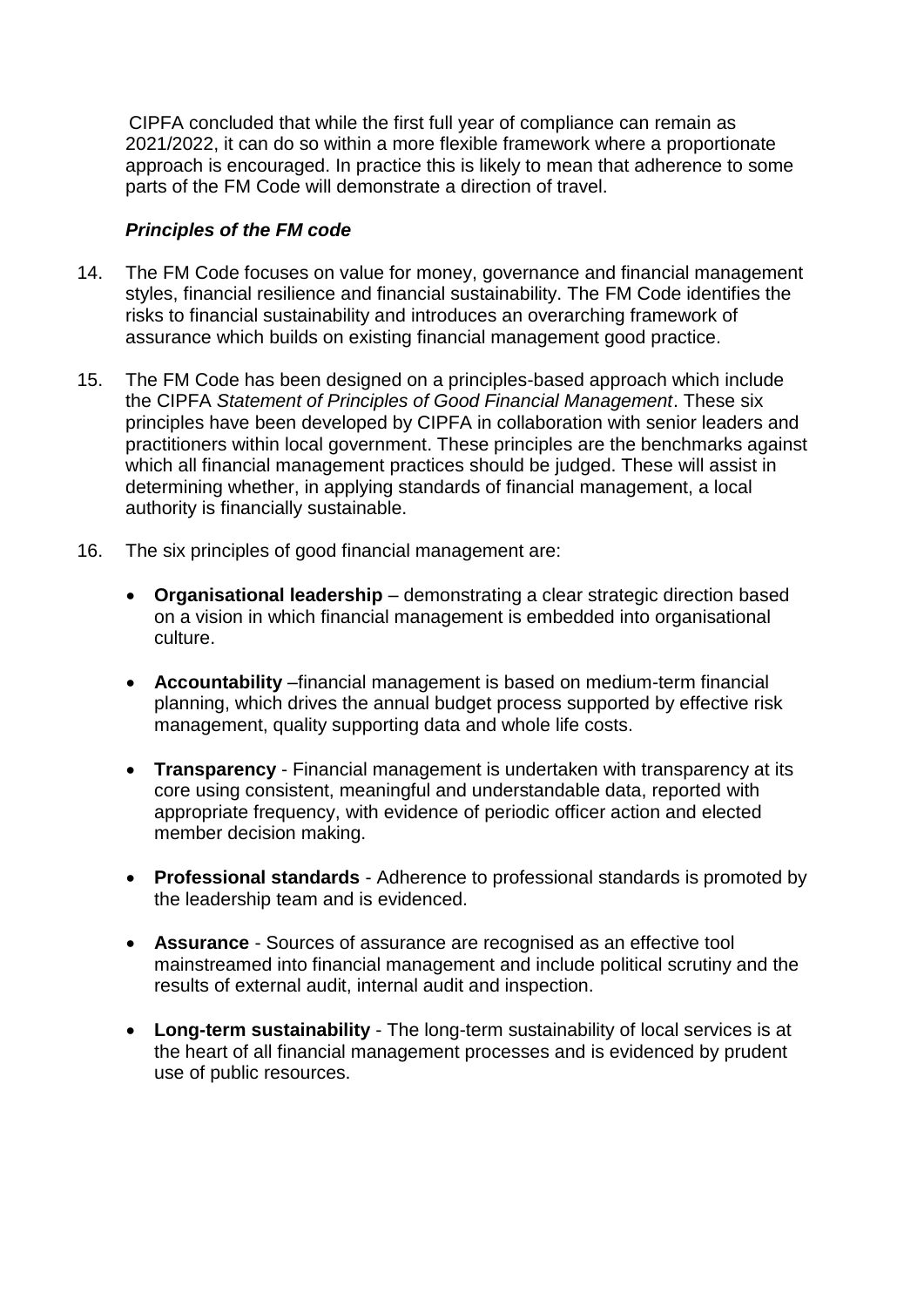CIPFA concluded that while the first full year of compliance can remain as 2021/2022, it can do so within a more flexible framework where a proportionate approach is encouraged. In practice this is likely to mean that adherence to some parts of the FM Code will demonstrate a direction of travel.

### *Principles of the FM code*

14. The FM Code focuses on value for money, governance and financial management styles, financial resilience and financial sustainability. The FM Code identifies the risks to financial sustainability and introduces an overarching framework of assurance which builds on existing financial management good practice.

15. The FM Code has been designed on a principles-based approach which include the CIPFA *Statement of Principles of Good Financial Management*. These six principles have been developed by CIPFA in collaboration with senior leaders and practitioners within local government. These principles are the benchmarks against which all financial management practices should be judged. These will assist in determining whether, in applying standards of financial management, a local authority is financially sustainable.

16. The six principles of good financial management are:

    - **Organisational leadership** – demonstrating a clear strategic direction based on a vision in which financial management is embedded into organisational culture.

    - **Accountability** –financial management is based on medium-term financial planning, which drives the annual budget process supported by effective risk management, quality supporting data and whole life costs.

    - **Transparency** - Financial management is undertaken with transparency at its core using consistent, meaningful and understandable data, reported with appropriate frequency, with evidence of periodic officer action and elected member decision making.

    - **Professional standards** - Adherence to professional standards is promoted by the leadership team and is evidenced.

    - **Assurance** - Sources of assurance are recognised as an effective tool mainstreamed into financial management and include political scrutiny and the results of external audit, internal audit and inspection.

    - **Long-term sustainability** - The long-term sustainability of local services is at the heart of all financial management processes and is evidenced by prudent use of public resources.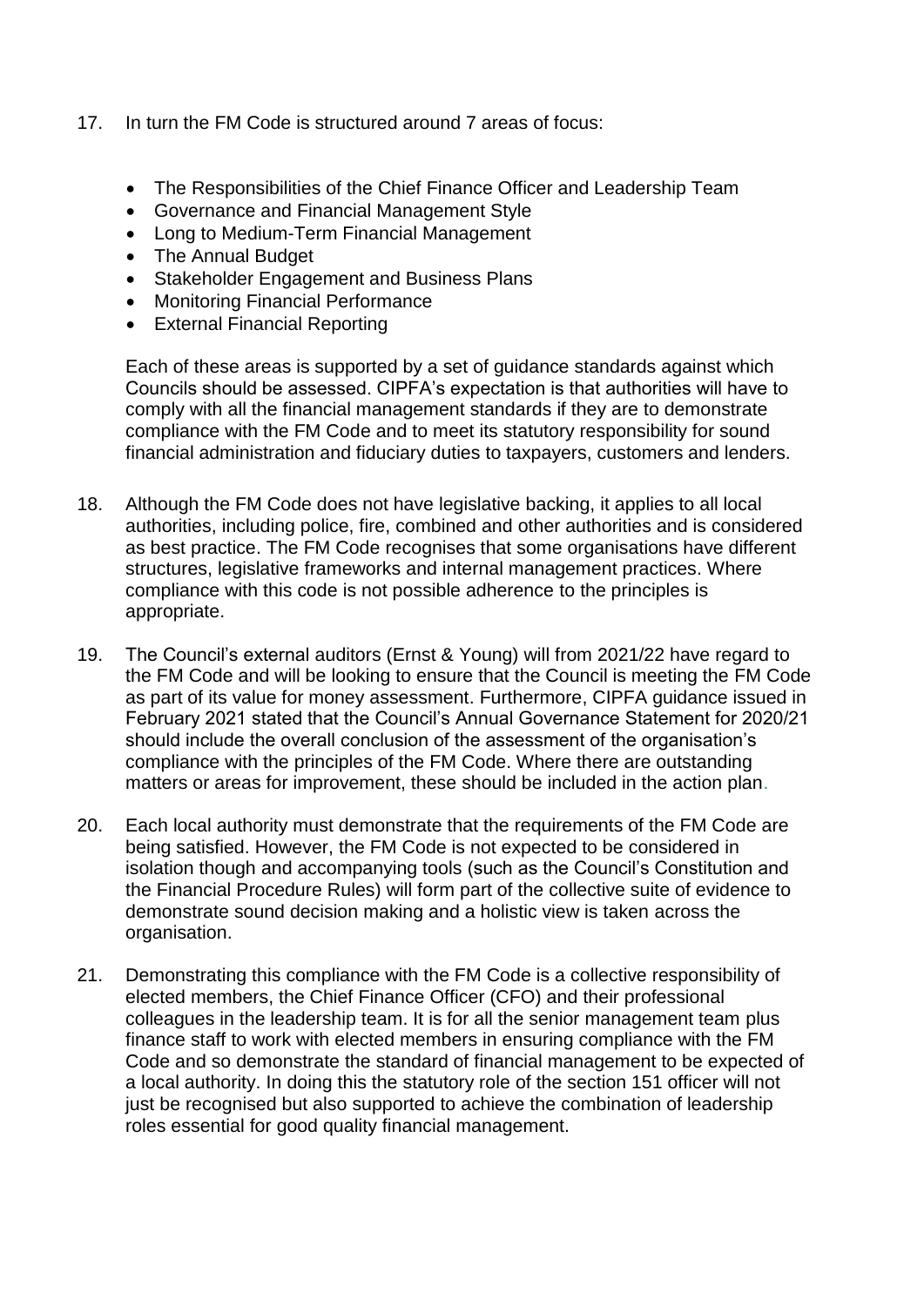17. In turn the FM Code is structured around 7 areas of focus:

    - The Responsibilities of the Chief Finance Officer and Leadership Team
    - Governance and Financial Management Style
    - Long to Medium-Term Financial Management
    - The Annual Budget
    - Stakeholder Engagement and Business Plans
    - Monitoring Financial Performance
    - External Financial Reporting

    Each of these areas is supported by a set of guidance standards against which Councils should be assessed. CIPFA's expectation is that authorities will have to comply with all the financial management standards if they are to demonstrate compliance with the FM Code and to meet its statutory responsibility for sound financial administration and fiduciary duties to taxpayers, customers and lenders.

18. Although the FM Code does not have legislative backing, it applies to all local authorities, including police, fire, combined and other authorities and is considered as best practice. The FM Code recognises that some organisations have different structures, legislative frameworks and internal management practices. Where compliance with this code is not possible adherence to the principles is appropriate.

19. The Council's external auditors (Ernst & Young) will from 2021/22 have regard to the FM Code and will be looking to ensure that the Council is meeting the FM Code as part of its value for money assessment. Furthermore, CIPFA guidance issued in February 2021 stated that the Council's Annual Governance Statement for 2020/21 should include the overall conclusion of the assessment of the organisation's compliance with the principles of the FM Code. Where there are outstanding matters or areas for improvement, these should be included in the action plan.

20. Each local authority must demonstrate that the requirements of the FM Code are being satisfied. However, the FM Code is not expected to be considered in isolation though and accompanying tools (such as the Council's Constitution and the Financial Procedure Rules) will form part of the collective suite of evidence to demonstrate sound decision making and a holistic view is taken across the organisation.

21. Demonstrating this compliance with the FM Code is a collective responsibility of elected members, the Chief Finance Officer (CFO) and their professional colleagues in the leadership team. It is for all the senior management team plus finance staff to work with elected members in ensuring compliance with the FM Code and so demonstrate the standard of financial management to be expected of a local authority. In doing this the statutory role of the section 151 officer will not just be recognised but also supported to achieve the combination of leadership roles essential for good quality financial management.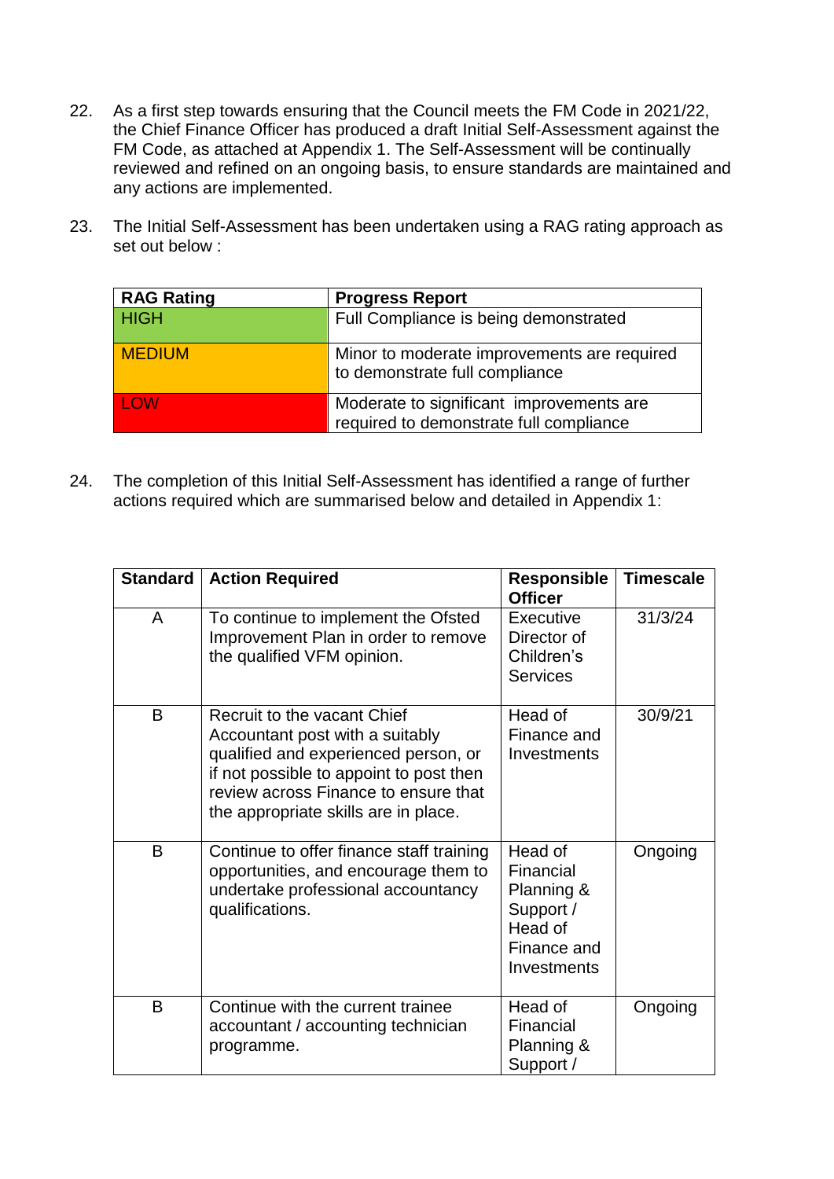22. As a first step towards ensuring that the Council meets the FM Code in 2021/22, the Chief Finance Officer has produced a draft Initial Self-Assessment against the FM Code, as attached at Appendix 1. The Self-Assessment will be continually reviewed and refined on an ongoing basis, to ensure standards are maintained and any actions are implemented.

23. The Initial Self-Assessment has been undertaken using a RAG rating approach as set out below :

| RAG Rating | Progress Report |
|---|---|
| HIGH | Full Compliance is being demonstrated |
| MEDIUM | Minor to moderate improvements are required to demonstrate full compliance |
| LOW | Moderate to significant improvements are required to demonstrate full compliance |

24. The completion of this Initial Self-Assessment has identified a range of further actions required which are summarised below and detailed in Appendix 1:

| Standard | Action Required | Responsible Officer | Timescale |
|---|---|---|---|
| A | To continue to implement the Ofsted Improvement Plan in order to remove the qualified VFM opinion. | Executive Director of Children's Services | 31/3/24 |
| B | Recruit to the vacant Chief Accountant post with a suitably qualified and experienced person, or if not possible to appoint to post then review across Finance to ensure that the appropriate skills are in place. | Head of Finance and Investments | 30/9/21 |
| B | Continue to offer finance staff training opportunities, and encourage them to undertake professional accountancy qualifications. | Head of Financial Planning & Support / Head of Finance and Investments | Ongoing |
| B | Continue with the current trainee accountant / accounting technician programme. | Head of Financial Planning & Support / | Ongoing |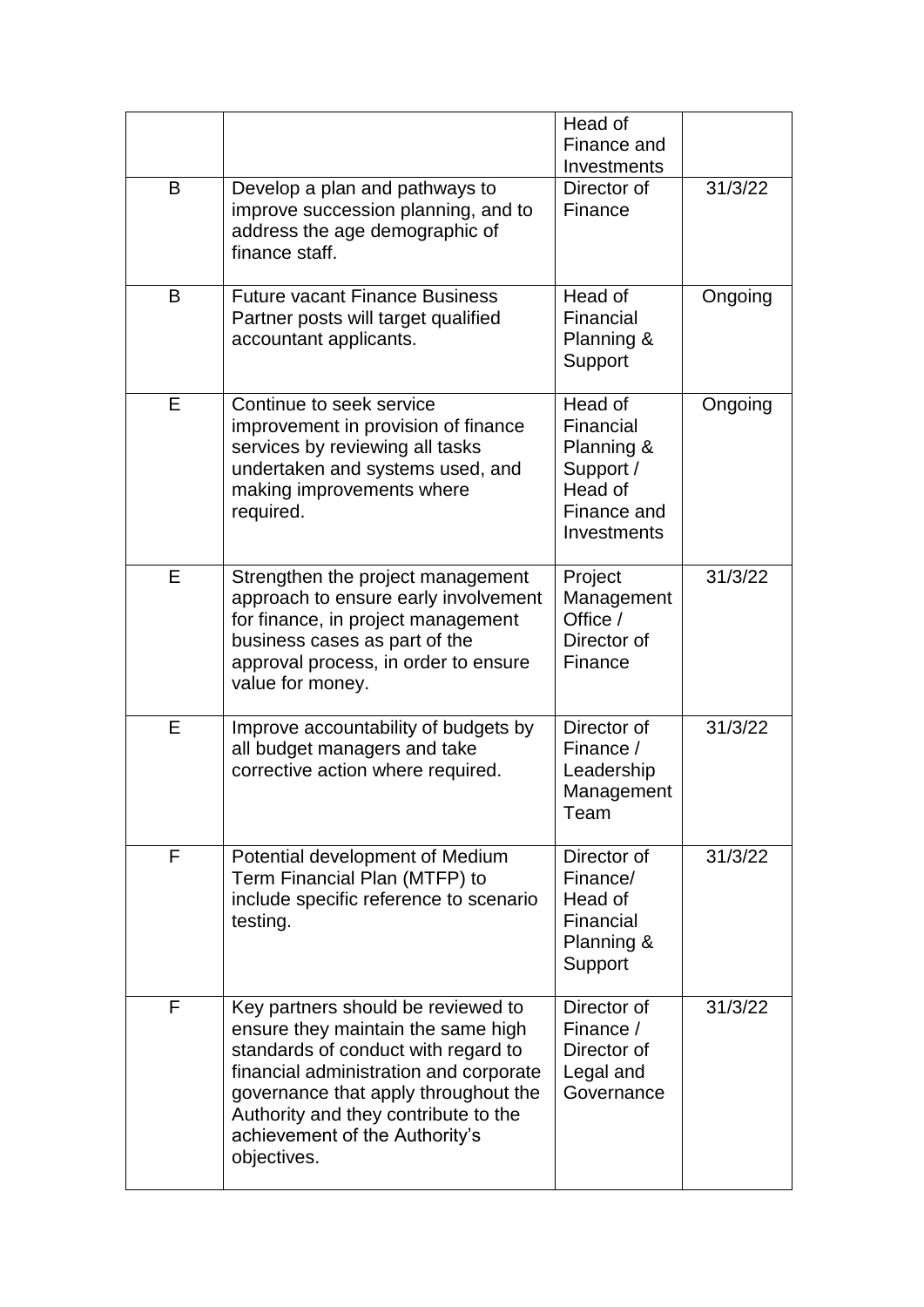| | | | |
|---|---|---|---|
| | | Head of Finance and Investments | |
| B | Develop a plan and pathways to improve succession planning, and to address the age demographic of finance staff. | Director of Finance | 31/3/22 |
| B | Future vacant Finance Business Partner posts will target qualified accountant applicants. | Head of Financial Planning & Support | Ongoing |
| E | Continue to seek service improvement in provision of finance services by reviewing all tasks undertaken and systems used, and making improvements where required. | Head of Financial Planning & Support / Head of Finance and Investments | Ongoing |
| E | Strengthen the project management approach to ensure early involvement for finance, in project management business cases as part of the approval process, in order to ensure value for money. | Project Management Office / Director of Finance | 31/3/22 |
| E | Improve accountability of budgets by all budget managers and take corrective action where required. | Director of Finance / Leadership Management Team | 31/3/22 |
| F | Potential development of Medium Term Financial Plan (MTFP) to include specific reference to scenario testing. | Director of Finance/ Head of Financial Planning & Support | 31/3/22 |
| F | Key partners should be reviewed to ensure they maintain the same high standards of conduct with regard to financial administration and corporate governance that apply throughout the Authority and they contribute to the achievement of the Authority's objectives. | Director of Finance / Director of Legal and Governance | 31/3/22 |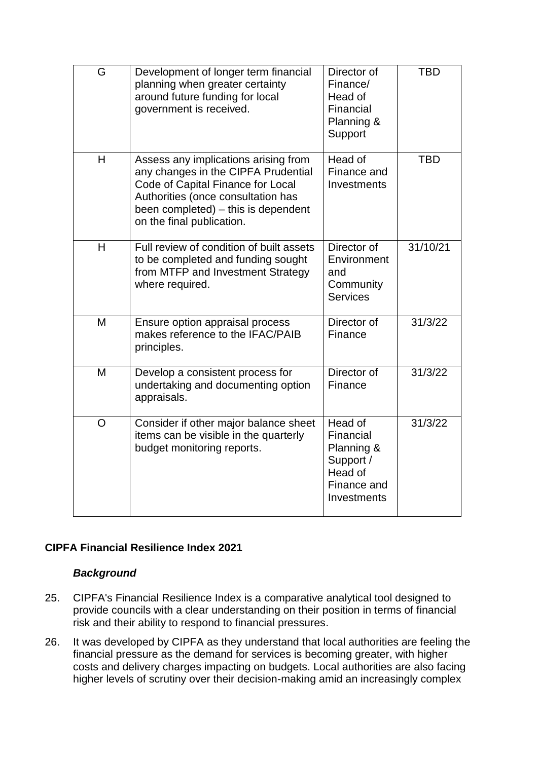| G | Development of longer term financial planning when greater certainty around future funding for local government is received. | Director of Finance/ Head of Financial Planning & Support | TBD |
|---|---|---|---|
| H | Assess any implications arising from any changes in the CIPFA Prudential Code of Capital Finance for Local Authorities (once consultation has been completed) – this is dependent on the final publication. | Head of Finance and Investments | TBD |
| H | Full review of condition of built assets to be completed and funding sought from MTFP and Investment Strategy where required. | Director of Environment and Community Services | 31/10/21 |
| M | Ensure option appraisal process makes reference to the IFAC/PAIB principles. | Director of Finance | 31/3/22 |
| M | Develop a consistent process for undertaking and documenting option appraisals. | Director of Finance | 31/3/22 |
| O | Consider if other major balance sheet items can be visible in the quarterly budget monitoring reports. | Head of Financial Planning & Support / Head of Finance and Investments | 31/3/22 |

**CIPFA Financial Resilience Index 2021**

***Background***

25. CIPFA's Financial Resilience Index is a comparative analytical tool designed to provide councils with a clear understanding on their position in terms of financial risk and their ability to respond to financial pressures.

26. It was developed by CIPFA as they understand that local authorities are feeling the financial pressure as the demand for services is becoming greater, with higher costs and delivery charges impacting on budgets. Local authorities are also facing higher levels of scrutiny over their decision-making amid an increasingly complex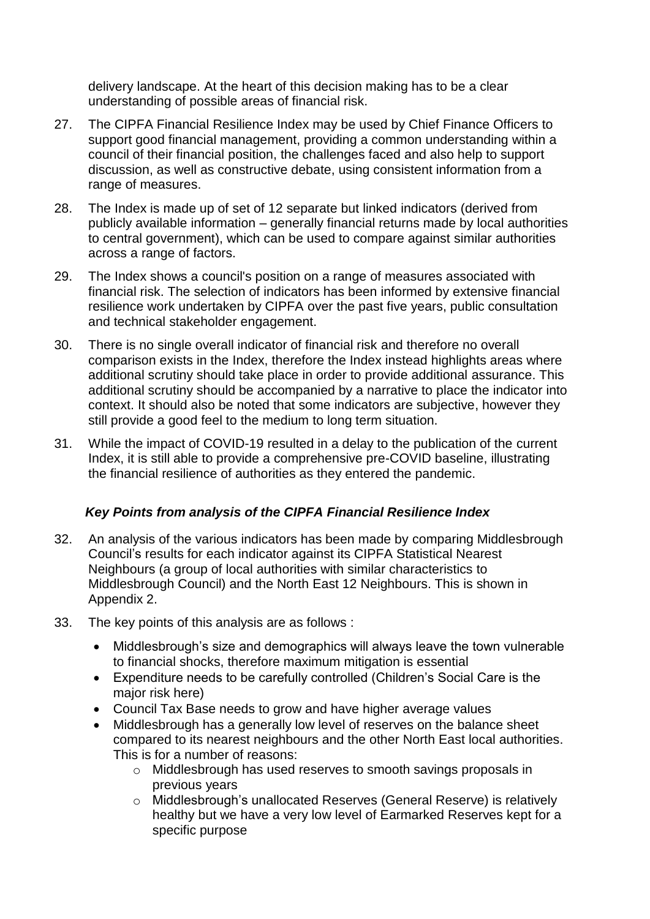delivery landscape. At the heart of this decision making has to be a clear understanding of possible areas of financial risk.

27. The CIPFA Financial Resilience Index may be used by Chief Finance Officers to support good financial management, providing a common understanding within a council of their financial position, the challenges faced and also help to support discussion, as well as constructive debate, using consistent information from a range of measures.

28. The Index is made up of set of 12 separate but linked indicators (derived from publicly available information – generally financial returns made by local authorities to central government), which can be used to compare against similar authorities across a range of factors.

29. The Index shows a council's position on a range of measures associated with financial risk. The selection of indicators has been informed by extensive financial resilience work undertaken by CIPFA over the past five years, public consultation and technical stakeholder engagement.

30. There is no single overall indicator of financial risk and therefore no overall comparison exists in the Index, therefore the Index instead highlights areas where additional scrutiny should take place in order to provide additional assurance. This additional scrutiny should be accompanied by a narrative to place the indicator into context. It should also be noted that some indicators are subjective, however they still provide a good feel to the medium to long term situation.

31. While the impact of COVID-19 resulted in a delay to the publication of the current Index, it is still able to provide a comprehensive pre-COVID baseline, illustrating the financial resilience of authorities as they entered the pandemic.

### *Key Points from analysis of the CIPFA Financial Resilience Index*

32. An analysis of the various indicators has been made by comparing Middlesbrough Council's results for each indicator against its CIPFA Statistical Nearest Neighbours (a group of local authorities with similar characteristics to Middlesbrough Council) and the North East 12 Neighbours. This is shown in Appendix 2.

33. The key points of this analysis are as follows :

    - Middlesbrough's size and demographics will always leave the town vulnerable to financial shocks, therefore maximum mitigation is essential
    - Expenditure needs to be carefully controlled (Children's Social Care is the major risk here)
    - Council Tax Base needs to grow and have higher average values
    - Middlesbrough has a generally low level of reserves on the balance sheet compared to its nearest neighbours and the other North East local authorities. This is for a number of reasons:
        - Middlesbrough has used reserves to smooth savings proposals in previous years
        - Middlesbrough's unallocated Reserves (General Reserve) is relatively healthy but we have a very low level of Earmarked Reserves kept for a specific purpose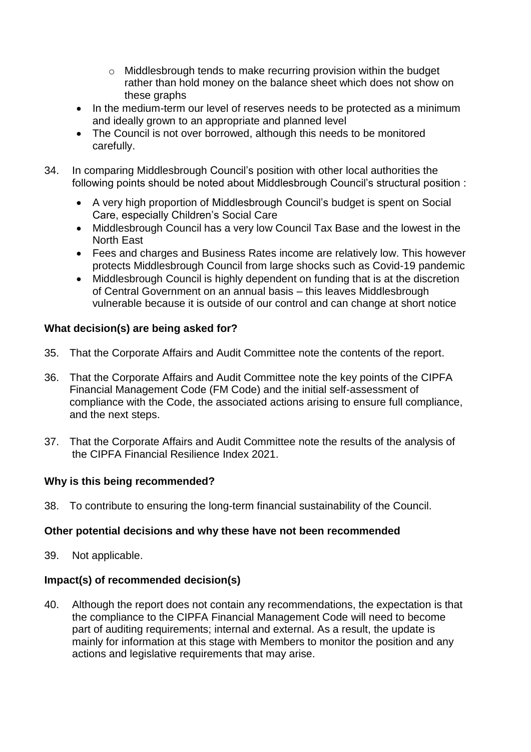- Middlesbrough tends to make recurring provision within the budget rather than hold money on the balance sheet which does not show on these graphs
- In the medium-term our level of reserves needs to be protected as a minimum and ideally grown to an appropriate and planned level
- The Council is not over borrowed, although this needs to be monitored carefully.

34. In comparing Middlesbrough Council's position with other local authorities the following points should be noted about Middlesbrough Council's structural position :

    - A very high proportion of Middlesbrough Council's budget is spent on Social Care, especially Children's Social Care
    - Middlesbrough Council has a very low Council Tax Base and the lowest in the North East
    - Fees and charges and Business Rates income are relatively low. This however protects Middlesbrough Council from large shocks such as Covid-19 pandemic
    - Middlesbrough Council is highly dependent on funding that is at the discretion of Central Government on an annual basis – this leaves Middlesbrough vulnerable because it is outside of our control and can change at short notice

**What decision(s) are being asked for?**

35. That the Corporate Affairs and Audit Committee note the contents of the report.

36. That the Corporate Affairs and Audit Committee note the key points of the CIPFA Financial Management Code (FM Code) and the initial self-assessment of compliance with the Code, the associated actions arising to ensure full compliance, and the next steps.

37. That the Corporate Affairs and Audit Committee note the results of the analysis of the CIPFA Financial Resilience Index 2021.

**Why is this being recommended?**

38. To contribute to ensuring the long-term financial sustainability of the Council.

**Other potential decisions and why these have not been recommended**

39. Not applicable.

**Impact(s) of recommended decision(s)**

40. Although the report does not contain any recommendations, the expectation is that the compliance to the CIPFA Financial Management Code will need to become part of auditing requirements; internal and external. As a result, the update is mainly for information at this stage with Members to monitor the position and any actions and legislative requirements that may arise.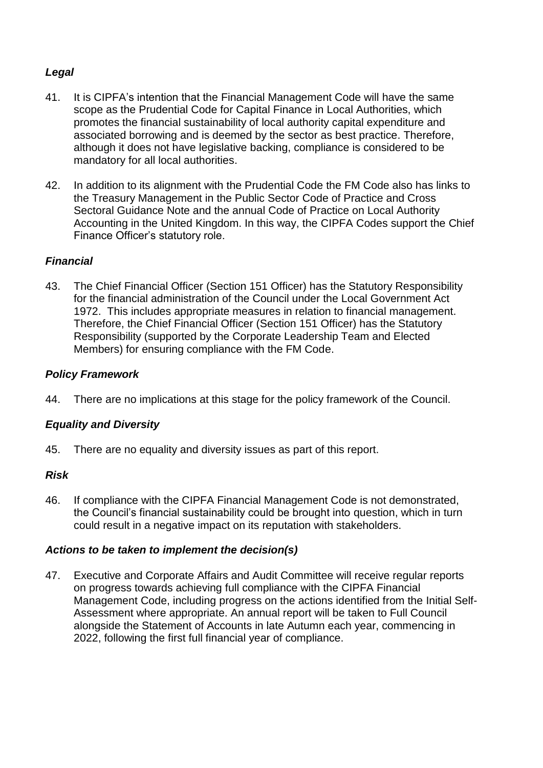### *Legal*

41. It is CIPFA's intention that the Financial Management Code will have the same scope as the Prudential Code for Capital Finance in Local Authorities, which promotes the financial sustainability of local authority capital expenditure and associated borrowing and is deemed by the sector as best practice. Therefore, although it does not have legislative backing, compliance is considered to be mandatory for all local authorities.

42. In addition to its alignment with the Prudential Code the FM Code also has links to the Treasury Management in the Public Sector Code of Practice and Cross Sectoral Guidance Note and the annual Code of Practice on Local Authority Accounting in the United Kingdom. In this way, the CIPFA Codes support the Chief Finance Officer's statutory role.

### *Financial*

43. The Chief Financial Officer (Section 151 Officer) has the Statutory Responsibility for the financial administration of the Council under the Local Government Act 1972. This includes appropriate measures in relation to financial management. Therefore, the Chief Financial Officer (Section 151 Officer) has the Statutory Responsibility (supported by the Corporate Leadership Team and Elected Members) for ensuring compliance with the FM Code.

### *Policy Framework*

44. There are no implications at this stage for the policy framework of the Council.

### *Equality and Diversity*

45. There are no equality and diversity issues as part of this report.

### *Risk*

46. If compliance with the CIPFA Financial Management Code is not demonstrated, the Council's financial sustainability could be brought into question, which in turn could result in a negative impact on its reputation with stakeholders.

### *Actions to be taken to implement the decision(s)*

47. Executive and Corporate Affairs and Audit Committee will receive regular reports on progress towards achieving full compliance with the CIPFA Financial Management Code, including progress on the actions identified from the Initial Self-Assessment where appropriate. An annual report will be taken to Full Council alongside the Statement of Accounts in late Autumn each year, commencing in 2022, following the first full financial year of compliance.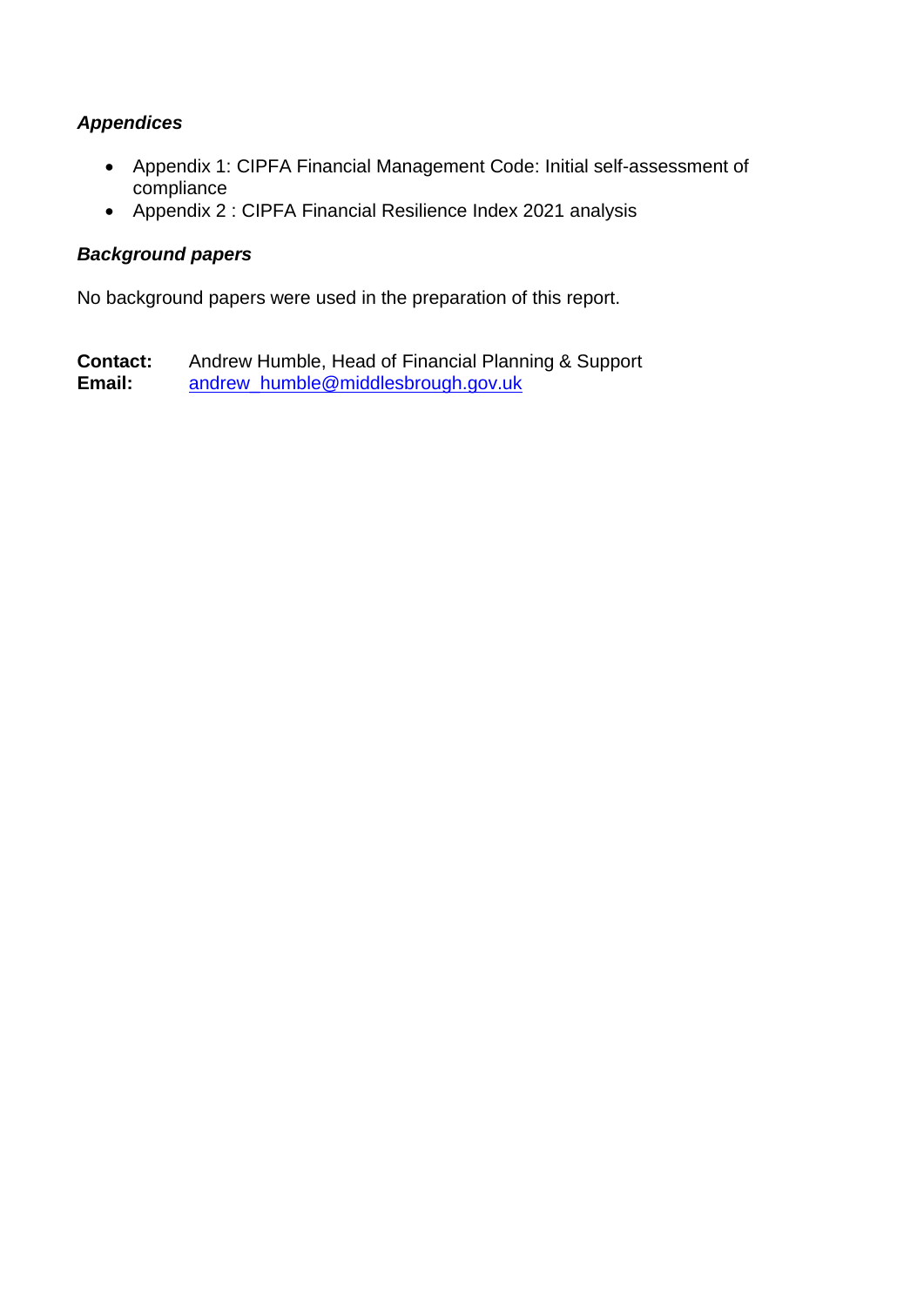***Appendices***

- Appendix 1: CIPFA Financial Management Code: Initial self-assessment of compliance
- Appendix 2 : CIPFA Financial Resilience Index 2021 analysis

***Background papers***

No background papers were used in the preparation of this report.

**Contact:** Andrew Humble, Head of Financial Planning & Support
**Email:** andrew_humble@middlesbrough.gov.uk